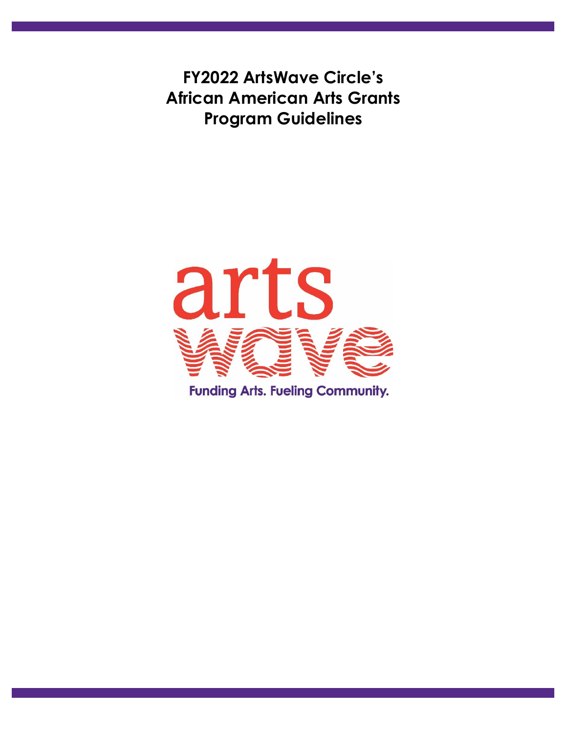# FY2022 ArtsWave Circle's African American Arts Grants Program Guidelines

arts wave

Funding Arts. Fueling Community.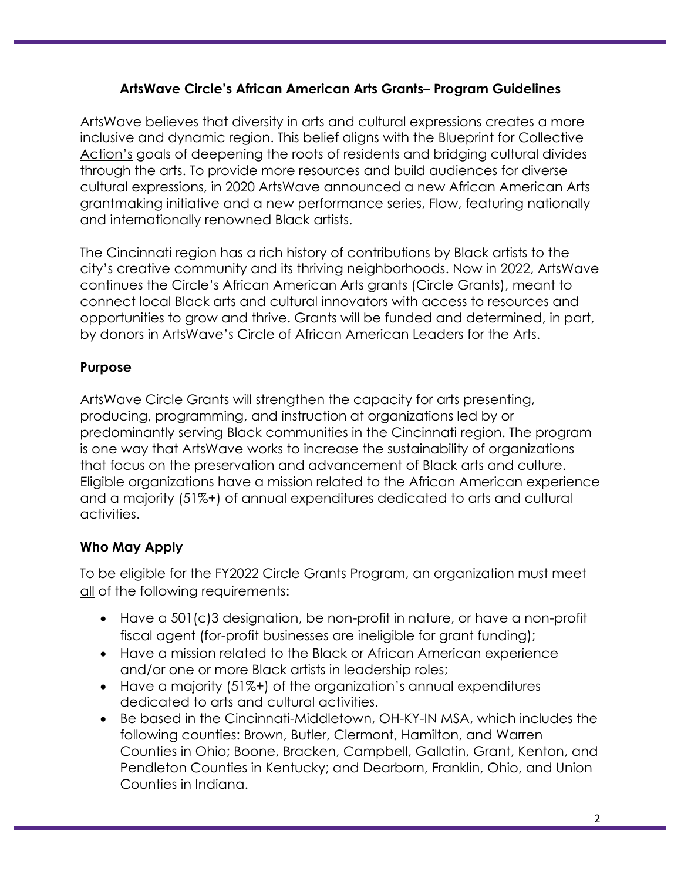## ArtsWave Circle's African American Arts Grants– Program Guidelines

ArtsWave believes that diversity in arts and cultural expressions creates a more inclusive and dynamic region. This belief aligns with the Blueprint for Collective Action's goals of deepening the roots of residents and bridging cultural divides through the arts. To provide more resources and build audiences for diverse cultural expressions, in 2020 ArtsWave announced a new African American Arts grantmaking initiative and a new performance series, Flow, featuring nationally and internationally renowned Black artists.

The Cincinnati region has a rich history of contributions by Black artists to the city's creative community and its thriving neighborhoods. Now in 2022, ArtsWave continues the Circle's African American Arts grants (Circle Grants), meant to connect local Black arts and cultural innovators with access to resources and opportunities to grow and thrive. Grants will be funded and determined, in part, by donors in ArtsWave's Circle of African American Leaders for the Arts.

### Purpose

ArtsWave Circle Grants will strengthen the capacity for arts presenting, producing, programming, and instruction at organizations led by or predominantly serving Black communities in the Cincinnati region. The program is one way that ArtsWave works to increase the sustainability of organizations that focus on the preservation and advancement of Black arts and culture. Eligible organizations have a mission related to the African American experience and a majority (51%+) of annual expenditures dedicated to arts and cultural activities.

### Who May Apply

To be eligible for the FY2022 Circle Grants Program, an organization must meet all of the following requirements:

- Have a 501(c)3 designation, be non-profit in nature, or have a non-profit fiscal agent (for-profit businesses are ineligible for grant funding);
- Have a mission related to the Black or African American experience and/or one or more Black artists in leadership roles;
- Have a majority (51%+) of the organization's annual expenditures dedicated to arts and cultural activities.
- Be based in the Cincinnati-Middletown, OH-KY-IN MSA, which includes the following counties: Brown, Butler, Clermont, Hamilton, and Warren Counties in Ohio; Boone, Bracken, Campbell, Gallatin, Grant, Kenton, and Pendleton Counties in Kentucky; and Dearborn, Franklin, Ohio, and Union Counties in Indiana.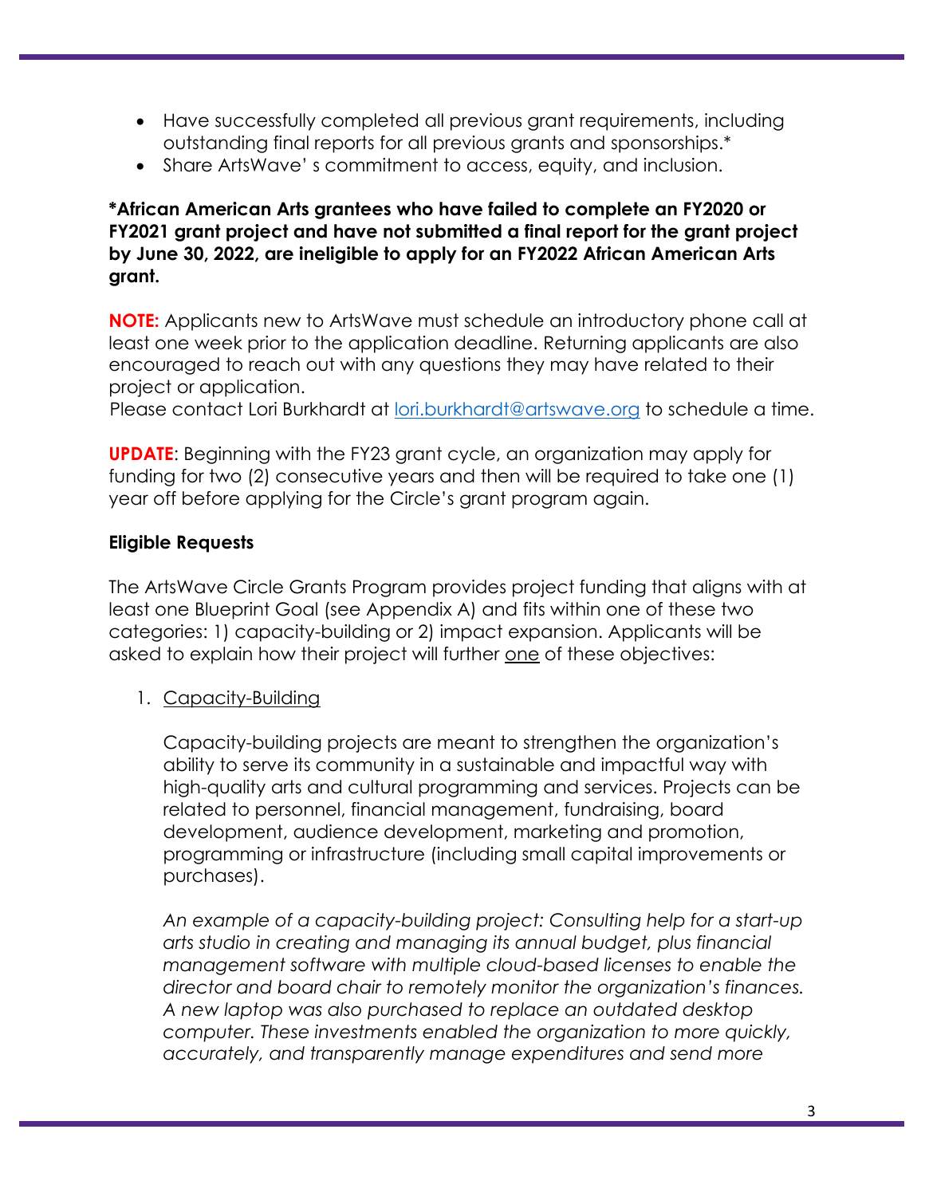- Have successfully completed all previous grant requirements, including outstanding final reports for all previous grants and sponsorships.*
- Share ArtsWave' s commitment to access, equity, and inclusion.

**\*African American Arts grantees who have failed to complete an FY2020 or FY2021 grant project and have not submitted a final report for the grant project by June 30, 2022, are ineligible to apply for an FY2022 African American Arts grant.**

**NOTE:** Applicants new to ArtsWave must schedule an introductory phone call at least one week prior to the application deadline. Returning applicants are also encouraged to reach out with any questions they may have related to their project or application.
Please contact Lori Burkhardt at lori.burkhardt@artswave.org to schedule a time.

**UPDATE**: Beginning with the FY23 grant cycle, an organization may apply for funding for two (2) consecutive years and then will be required to take one (1) year off before applying for the Circle's grant program again.

**Eligible Requests**

The ArtsWave Circle Grants Program provides project funding that aligns with at least one Blueprint Goal (see Appendix A) and fits within one of these two categories: 1) capacity-building or 2) impact expansion. Applicants will be asked to explain how their project will further one of these objectives:

1. Capacity-Building

   Capacity-building projects are meant to strengthen the organization's ability to serve its community in a sustainable and impactful way with high-quality arts and cultural programming and services. Projects can be related to personnel, financial management, fundraising, board development, audience development, marketing and promotion, programming or infrastructure (including small capital improvements or purchases).

   *An example of a capacity-building project: Consulting help for a start-up arts studio in creating and managing its annual budget, plus financial management software with multiple cloud-based licenses to enable the director and board chair to remotely monitor the organization's finances. A new laptop was also purchased to replace an outdated desktop computer. These investments enabled the organization to more quickly, accurately, and transparently manage expenditures and send more*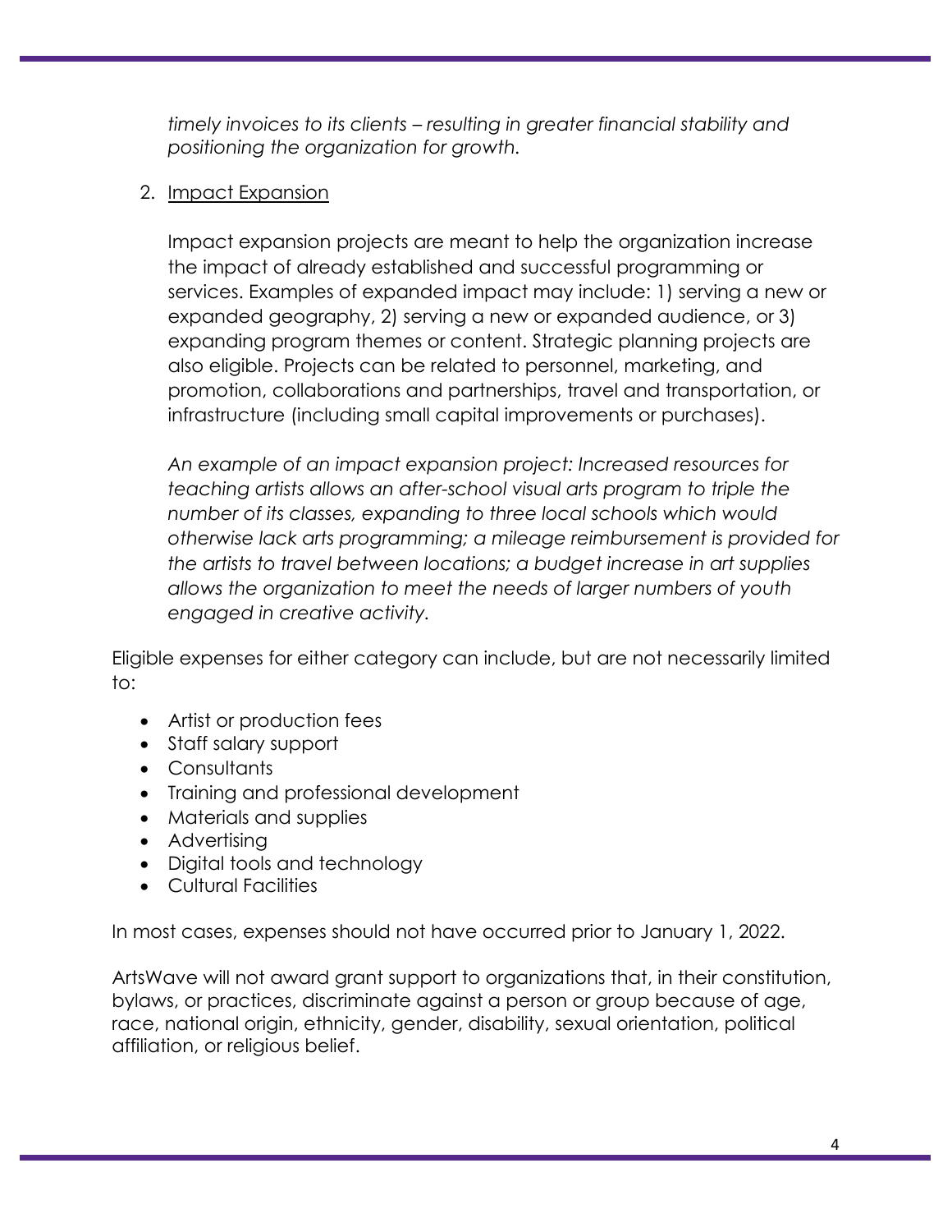*timely invoices to its clients – resulting in greater financial stability and positioning the organization for growth.*

2. <u>Impact Expansion</u>

   Impact expansion projects are meant to help the organization increase the impact of already established and successful programming or services. Examples of expanded impact may include: 1) serving a new or expanded geography, 2) serving a new or expanded audience, or 3) expanding program themes or content. Strategic planning projects are also eligible. Projects can be related to personnel, marketing, and promotion, collaborations and partnerships, travel and transportation, or infrastructure (including small capital improvements or purchases).

   *An example of an impact expansion project: Increased resources for teaching artists allows an after-school visual arts program to triple the number of its classes, expanding to three local schools which would otherwise lack arts programming; a mileage reimbursement is provided for the artists to travel between locations; a budget increase in art supplies allows the organization to meet the needs of larger numbers of youth engaged in creative activity.*

Eligible expenses for either category can include, but are not necessarily limited to:

- Artist or production fees
- Staff salary support
- Consultants
- Training and professional development
- Materials and supplies
- Advertising
- Digital tools and technology
- Cultural Facilities

In most cases, expenses should not have occurred prior to January 1, 2022.

ArtsWave will not award grant support to organizations that, in their constitution, bylaws, or practices, discriminate against a person or group because of age, race, national origin, ethnicity, gender, disability, sexual orientation, political affiliation, or religious belief.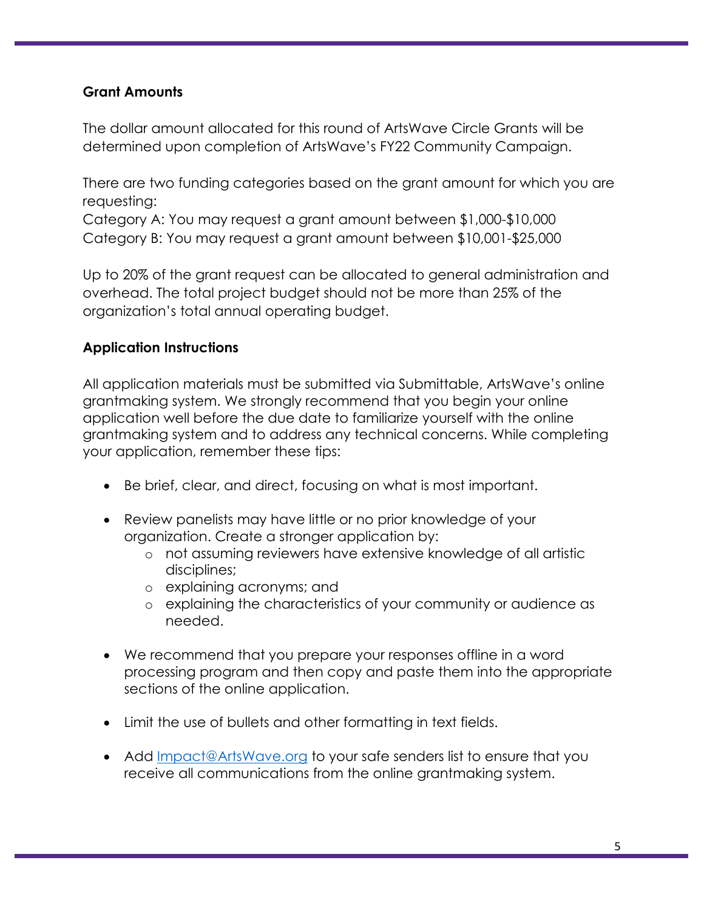**Grant Amounts**

The dollar amount allocated for this round of ArtsWave Circle Grants will be determined upon completion of ArtsWave's FY22 Community Campaign.

There are two funding categories based on the grant amount for which you are requesting:
Category A: You may request a grant amount between $1,000-$10,000
Category B: You may request a grant amount between $10,001-$25,000

Up to 20% of the grant request can be allocated to general administration and overhead. The total project budget should not be more than 25% of the organization's total annual operating budget.

**Application Instructions**

All application materials must be submitted via Submittable, ArtsWave's online grantmaking system. We strongly recommend that you begin your online application well before the due date to familiarize yourself with the online grantmaking system and to address any technical concerns. While completing your application, remember these tips:

- Be brief, clear, and direct, focusing on what is most important.
- Review panelists may have little or no prior knowledge of your organization. Create a stronger application by:
    - not assuming reviewers have extensive knowledge of all artistic disciplines;
    - explaining acronyms; and
    - explaining the characteristics of your community or audience as needed.
- We recommend that you prepare your responses offline in a word processing program and then copy and paste them into the appropriate sections of the online application.
- Limit the use of bullets and other formatting in text fields.
- Add Impact@ArtsWave.org to your safe senders list to ensure that you receive all communications from the online grantmaking system.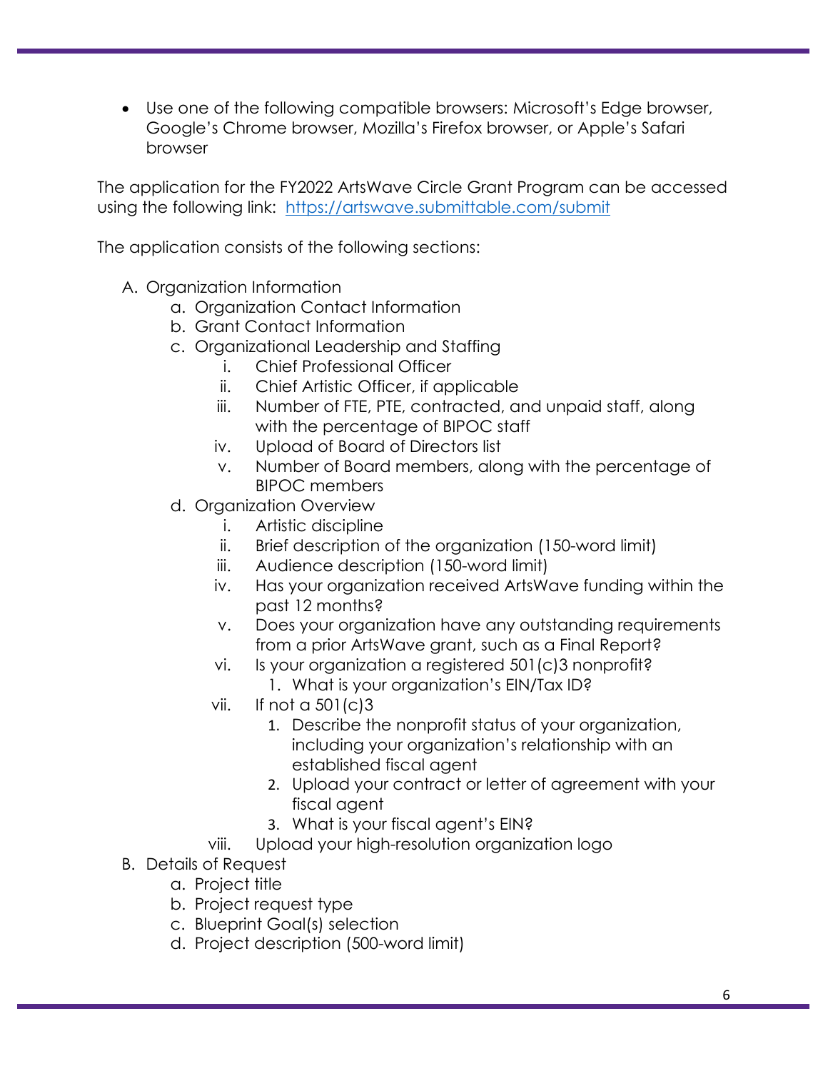- Use one of the following compatible browsers: Microsoft's Edge browser, Google's Chrome browser, Mozilla's Firefox browser, or Apple's Safari browser

The application for the FY2022 ArtsWave Circle Grant Program can be accessed using the following link: [https://artswave.submittable.com/submit](https://artswave.submittable.com/submit)

The application consists of the following sections:

A. Organization Information
    a. Organization Contact Information
    b. Grant Contact Information
    c. Organizational Leadership and Staffing
        i. Chief Professional Officer
        ii. Chief Artistic Officer, if applicable
        iii. Number of FTE, PTE, contracted, and unpaid staff, along with the percentage of BIPOC staff
        iv. Upload of Board of Directors list
        v. Number of Board members, along with the percentage of BIPOC members
    d. Organization Overview
        i. Artistic discipline
        ii. Brief description of the organization (150-word limit)
        iii. Audience description (150-word limit)
        iv. Has your organization received ArtsWave funding within the past 12 months?
        v. Does your organization have any outstanding requirements from a prior ArtsWave grant, such as a Final Report?
        vi. Is your organization a registered 501(c)3 nonprofit?
            1. What is your organization's EIN/Tax ID?
        vii. If not a 501(c)3
            1. Describe the nonprofit status of your organization, including your organization's relationship with an established fiscal agent
            2. Upload your contract or letter of agreement with your fiscal agent
            3. What is your fiscal agent's EIN?
        viii. Upload your high-resolution organization logo

B. Details of Request
    a. Project title
    b. Project request type
    c. Blueprint Goal(s) selection
    d. Project description (500-word limit)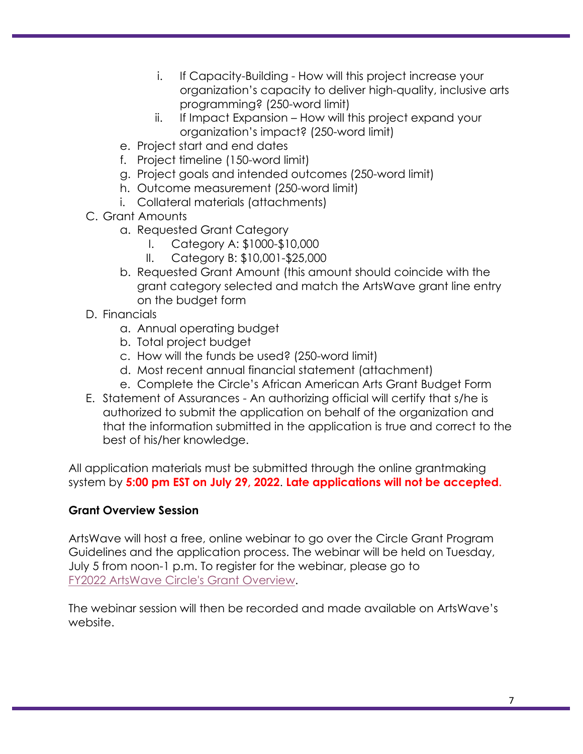i. If Capacity-Building - How will this project increase your organization's capacity to deliver high-quality, inclusive arts programming? (250-word limit)
   ii. If Impact Expansion – How will this project expand your organization's impact? (250-word limit)

   e. Project start and end dates
   f. Project timeline (150-word limit)
   g. Project goals and intended outcomes (250-word limit)
   h. Outcome measurement (250-word limit)
   i. Collateral materials (attachments)

C. Grant Amounts
   a. Requested Grant Category
      I. Category A: $1000-$10,000
      II. Category B: $10,001-$25,000
   b. Requested Grant Amount (this amount should coincide with the grant category selected and match the ArtsWave grant line entry on the budget form

D. Financials
   a. Annual operating budget
   b. Total project budget
   c. How will the funds be used? (250-word limit)
   d. Most recent annual financial statement (attachment)
   e. Complete the Circle's African American Arts Grant Budget Form

E. Statement of Assurances - An authorizing official will certify that s/he is authorized to submit the application on behalf of the organization and that the information submitted in the application is true and correct to the best of his/her knowledge.

All application materials must be submitted through the online grantmaking system by **5:00 pm EST on July 29, 2022. Late applications will not be accepted.**

**Grant Overview Session**

ArtsWave will host a free, online webinar to go over the Circle Grant Program Guidelines and the application process. The webinar will be held on Tuesday, July 5 from noon-1 p.m. To register for the webinar, please go to FY2022 ArtsWave Circle's Grant Overview.

The webinar session will then be recorded and made available on ArtsWave's website.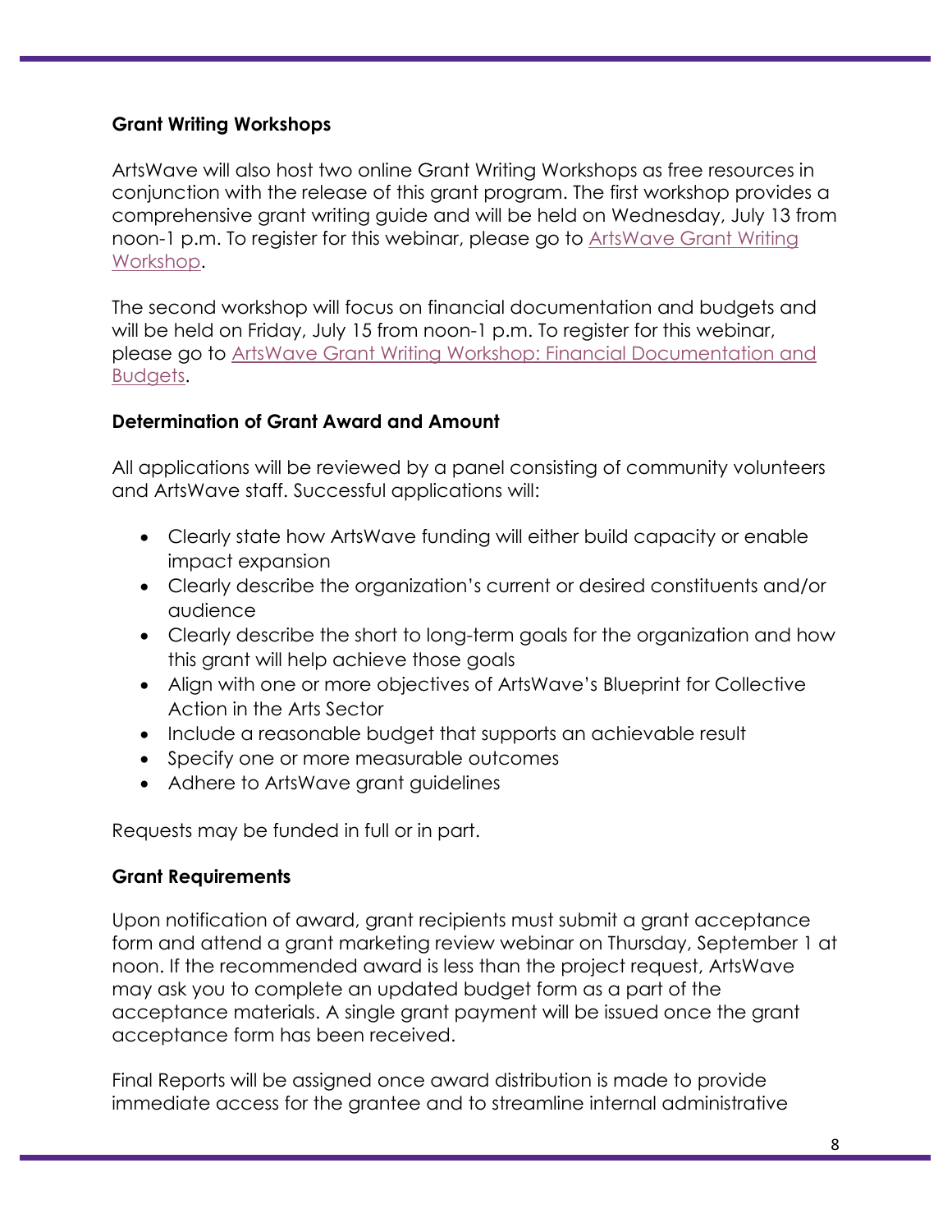**Grant Writing Workshops**

ArtsWave will also host two online Grant Writing Workshops as free resources in conjunction with the release of this grant program. The first workshop provides a comprehensive grant writing guide and will be held on Wednesday, July 13 from noon-1 p.m. To register for this webinar, please go to ArtsWave Grant Writing Workshop.

The second workshop will focus on financial documentation and budgets and will be held on Friday, July 15 from noon-1 p.m. To register for this webinar, please go to ArtsWave Grant Writing Workshop: Financial Documentation and Budgets.

**Determination of Grant Award and Amount**

All applications will be reviewed by a panel consisting of community volunteers and ArtsWave staff. Successful applications will:

- Clearly state how ArtsWave funding will either build capacity or enable impact expansion
- Clearly describe the organization's current or desired constituents and/or audience
- Clearly describe the short to long-term goals for the organization and how this grant will help achieve those goals
- Align with one or more objectives of ArtsWave's Blueprint for Collective Action in the Arts Sector
- Include a reasonable budget that supports an achievable result
- Specify one or more measurable outcomes
- Adhere to ArtsWave grant guidelines

Requests may be funded in full or in part.

**Grant Requirements**

Upon notification of award, grant recipients must submit a grant acceptance form and attend a grant marketing review webinar on Thursday, September 1 at noon. If the recommended award is less than the project request, ArtsWave may ask you to complete an updated budget form as a part of the acceptance materials. A single grant payment will be issued once the grant acceptance form has been received.

Final Reports will be assigned once award distribution is made to provide immediate access for the grantee and to streamline internal administrative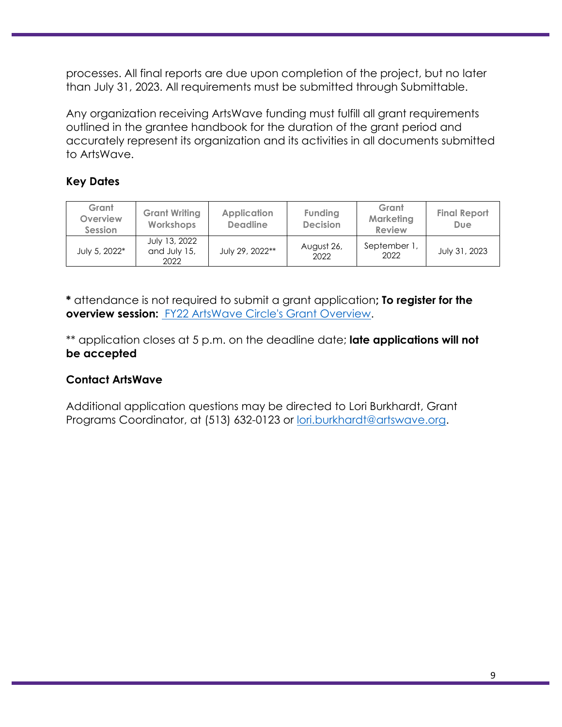processes. All final reports are due upon completion of the project, but no later than July 31, 2023. All requirements must be submitted through Submittable.

Any organization receiving ArtsWave funding must fulfill all grant requirements outlined in the grantee handbook for the duration of the grant period and accurately represent its organization and its activities in all documents submitted to ArtsWave.

**Key Dates**

| Grant Overview Session | Grant Writing Workshops | Application Deadline | Funding Decision | Grant Marketing Review | Final Report Due |
|---|---|---|---|---|---|
| July 5, 2022* | July 13, 2022 and July 15, 2022 | July 29, 2022** | August 26, 2022 | September 1, 2022 | July 31, 2023 |

**\*** attendance is not required to submit a grant application**; To register for the overview session:** [FY22 ArtsWave Circle's Grant Overview](FY22 ArtsWave Circle's Grant Overview).

** application closes at 5 p.m. on the deadline date; **late applications will not be accepted**

**Contact ArtsWave**

Additional application questions may be directed to Lori Burkhardt, Grant Programs Coordinator, at (513) 632-0123 or lori.burkhardt@artswave.org.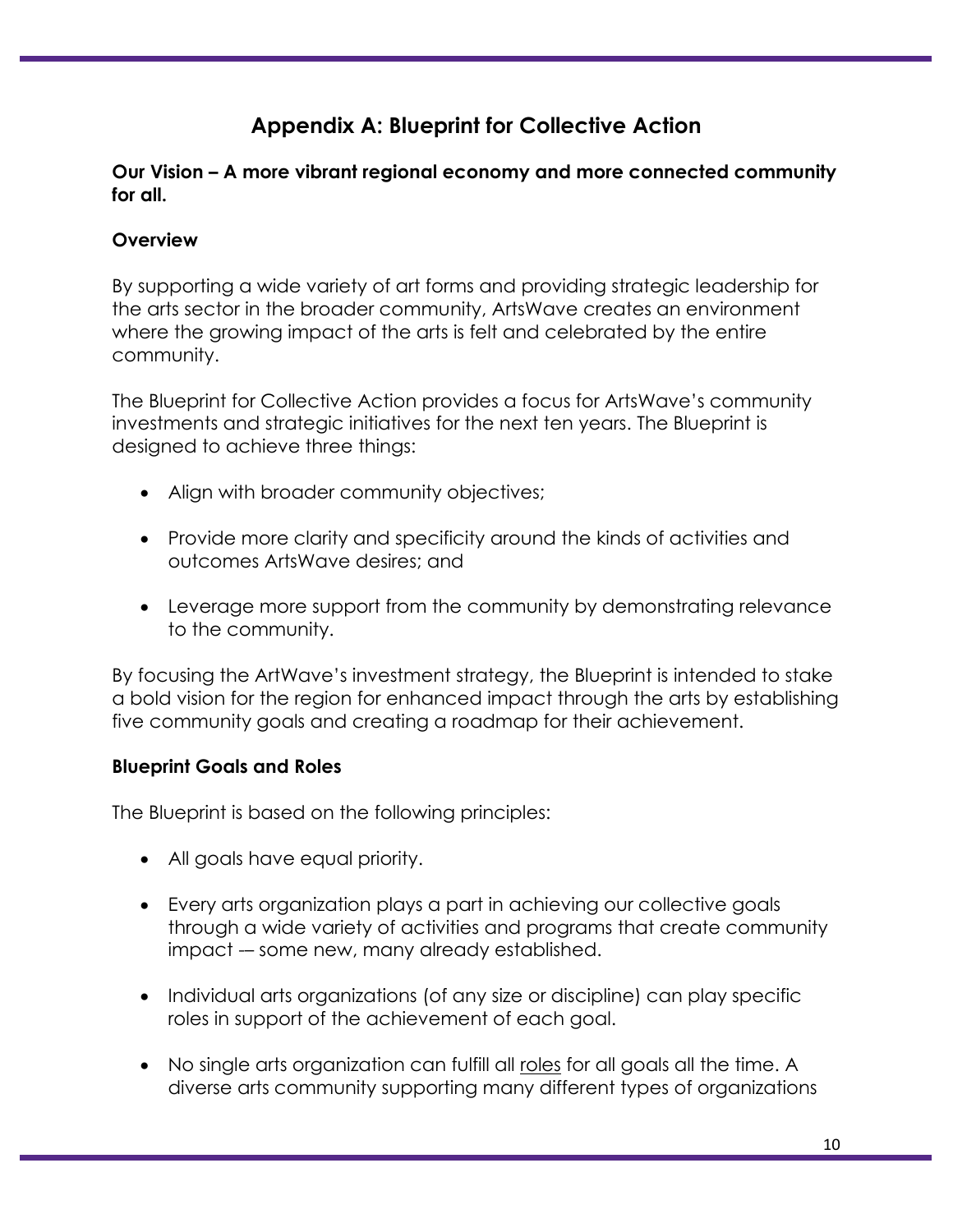# Appendix A: Blueprint for Collective Action

**Our Vision – A more vibrant regional economy and more connected community for all.**

**Overview**

By supporting a wide variety of art forms and providing strategic leadership for the arts sector in the broader community, ArtsWave creates an environment where the growing impact of the arts is felt and celebrated by the entire community.

The Blueprint for Collective Action provides a focus for ArtsWave's community investments and strategic initiatives for the next ten years. The Blueprint is designed to achieve three things:

- Align with broader community objectives;
- Provide more clarity and specificity around the kinds of activities and outcomes ArtsWave desires; and
- Leverage more support from the community by demonstrating relevance to the community.

By focusing the ArtWave's investment strategy, the Blueprint is intended to stake a bold vision for the region for enhanced impact through the arts by establishing five community goals and creating a roadmap for their achievement.

**Blueprint Goals and Roles**

The Blueprint is based on the following principles:

- All goals have equal priority.
- Every arts organization plays a part in achieving our collective goals through a wide variety of activities and programs that create community impact -– some new, many already established.
- Individual arts organizations (of any size or discipline) can play specific roles in support of the achievement of each goal.
- No single arts organization can fulfill all roles for all goals all the time. A diverse arts community supporting many different types of organizations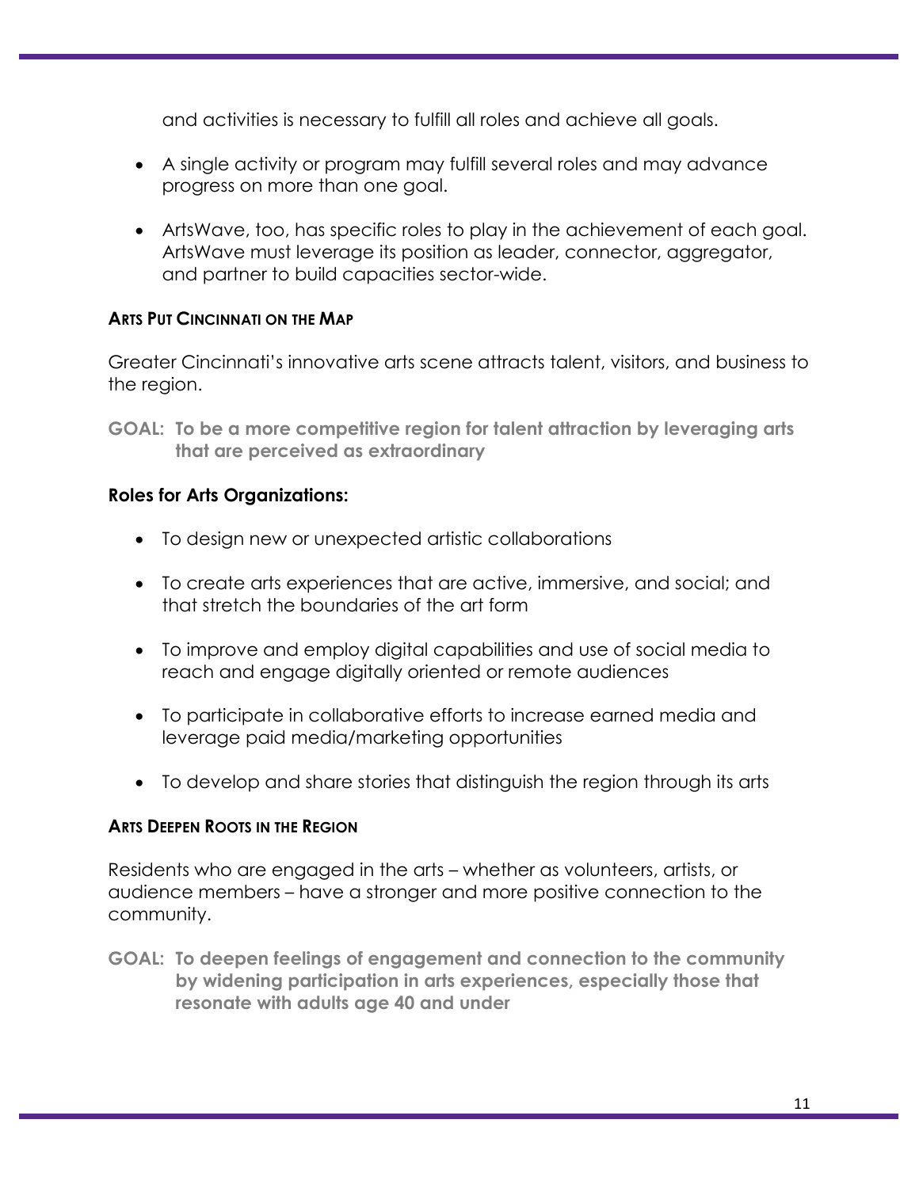and activities is necessary to fulfill all roles and achieve all goals.

- A single activity or program may fulfill several roles and may advance progress on more than one goal.
- ArtsWave, too, has specific roles to play in the achievement of each goal. ArtsWave must leverage its position as leader, connector, aggregator, and partner to build capacities sector-wide.

### ARTS PUT CINCINNATI ON THE MAP

Greater Cincinnati's innovative arts scene attracts talent, visitors, and business to the region.

**GOAL: To be a more competitive region for talent attraction by leveraging arts that are perceived as extraordinary**

**Roles for Arts Organizations:**

- To design new or unexpected artistic collaborations
- To create arts experiences that are active, immersive, and social; and that stretch the boundaries of the art form
- To improve and employ digital capabilities and use of social media to reach and engage digitally oriented or remote audiences
- To participate in collaborative efforts to increase earned media and leverage paid media/marketing opportunities
- To develop and share stories that distinguish the region through its arts

### ARTS DEEPEN ROOTS IN THE REGION

Residents who are engaged in the arts – whether as volunteers, artists, or audience members – have a stronger and more positive connection to the community.

**GOAL: To deepen feelings of engagement and connection to the community by widening participation in arts experiences, especially those that resonate with adults age 40 and under**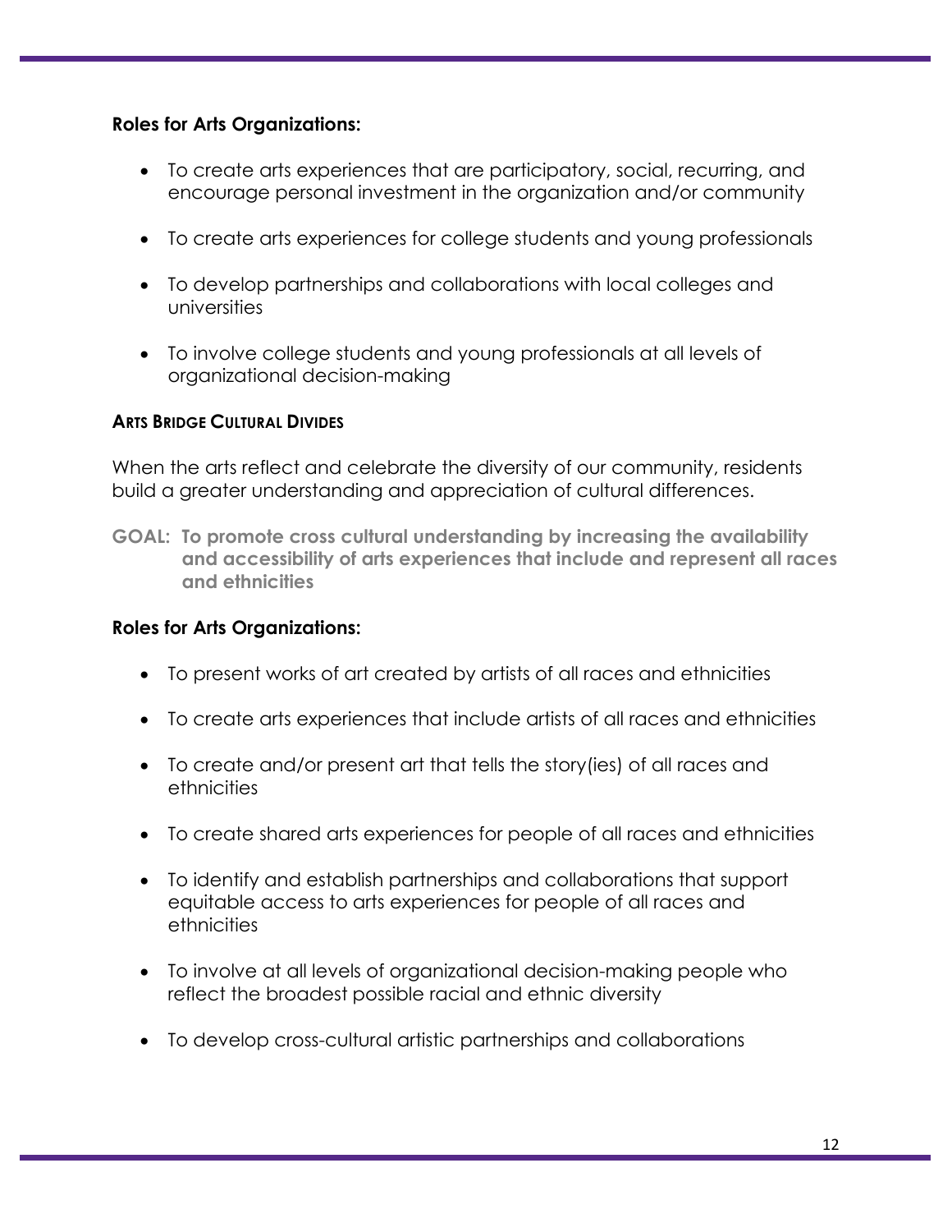**Roles for Arts Organizations:**

- To create arts experiences that are participatory, social, recurring, and encourage personal investment in the organization and/or community
- To create arts experiences for college students and young professionals
- To develop partnerships and collaborations with local colleges and universities
- To involve college students and young professionals at all levels of organizational decision-making

### ARTS BRIDGE CULTURAL DIVIDES

When the arts reflect and celebrate the diversity of our community, residents build a greater understanding and appreciation of cultural differences.

**GOAL: To promote cross cultural understanding by increasing the availability and accessibility of arts experiences that include and represent all races and ethnicities**

**Roles for Arts Organizations:**

- To present works of art created by artists of all races and ethnicities
- To create arts experiences that include artists of all races and ethnicities
- To create and/or present art that tells the story(ies) of all races and ethnicities
- To create shared arts experiences for people of all races and ethnicities
- To identify and establish partnerships and collaborations that support equitable access to arts experiences for people of all races and ethnicities
- To involve at all levels of organizational decision-making people who reflect the broadest possible racial and ethnic diversity
- To develop cross-cultural artistic partnerships and collaborations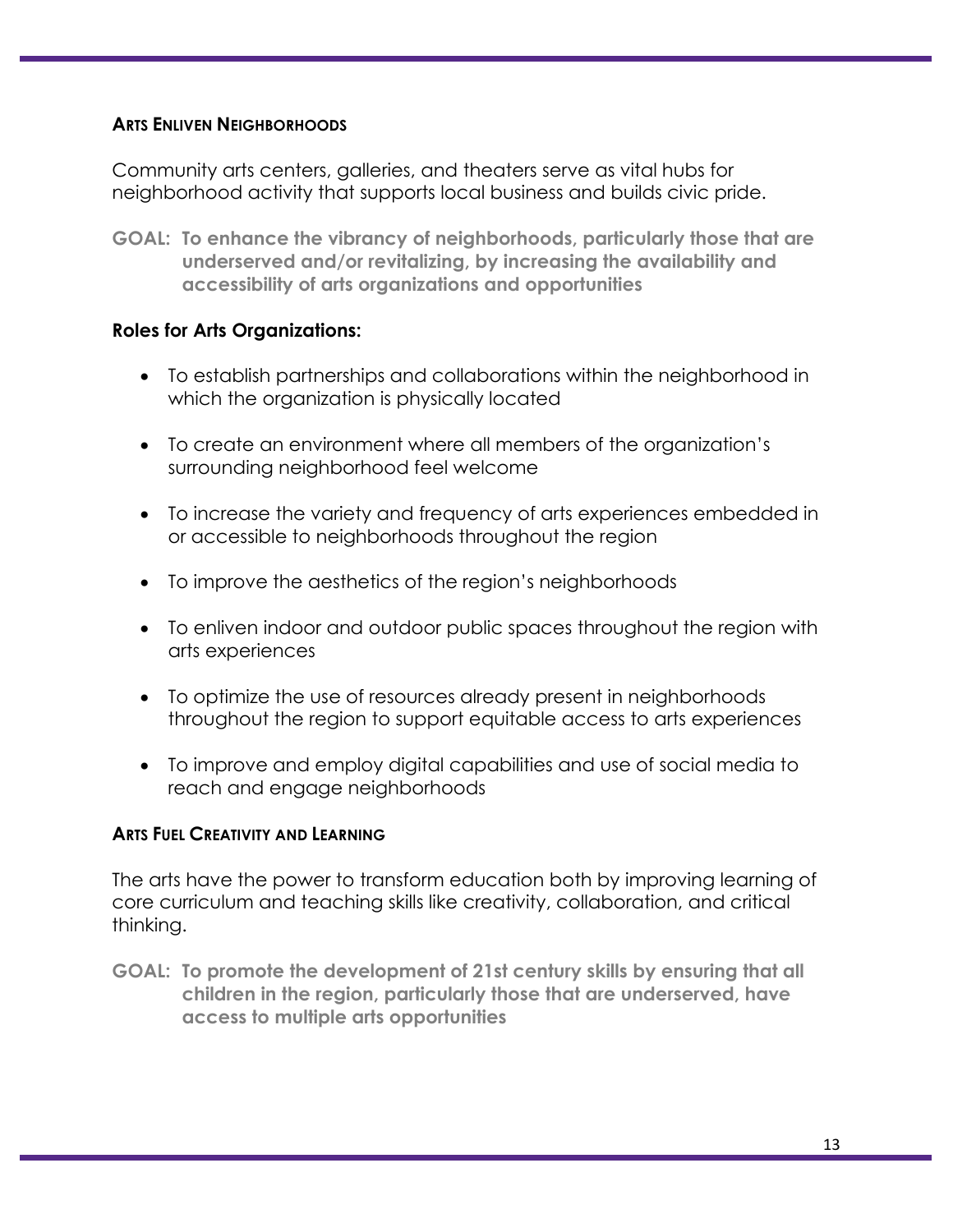### Arts Enliven Neighborhoods

Community arts centers, galleries, and theaters serve as vital hubs for neighborhood activity that supports local business and builds civic pride.

**GOAL: To enhance the vibrancy of neighborhoods, particularly those that are underserved and/or revitalizing, by increasing the availability and accessibility of arts organizations and opportunities**

**Roles for Arts Organizations:**

- To establish partnerships and collaborations within the neighborhood in which the organization is physically located
- To create an environment where all members of the organization's surrounding neighborhood feel welcome
- To increase the variety and frequency of arts experiences embedded in or accessible to neighborhoods throughout the region
- To improve the aesthetics of the region's neighborhoods
- To enliven indoor and outdoor public spaces throughout the region with arts experiences
- To optimize the use of resources already present in neighborhoods throughout the region to support equitable access to arts experiences
- To improve and employ digital capabilities and use of social media to reach and engage neighborhoods

### Arts Fuel Creativity and Learning

The arts have the power to transform education both by improving learning of core curriculum and teaching skills like creativity, collaboration, and critical thinking.

**GOAL: To promote the development of 21st century skills by ensuring that all children in the region, particularly those that are underserved, have access to multiple arts opportunities**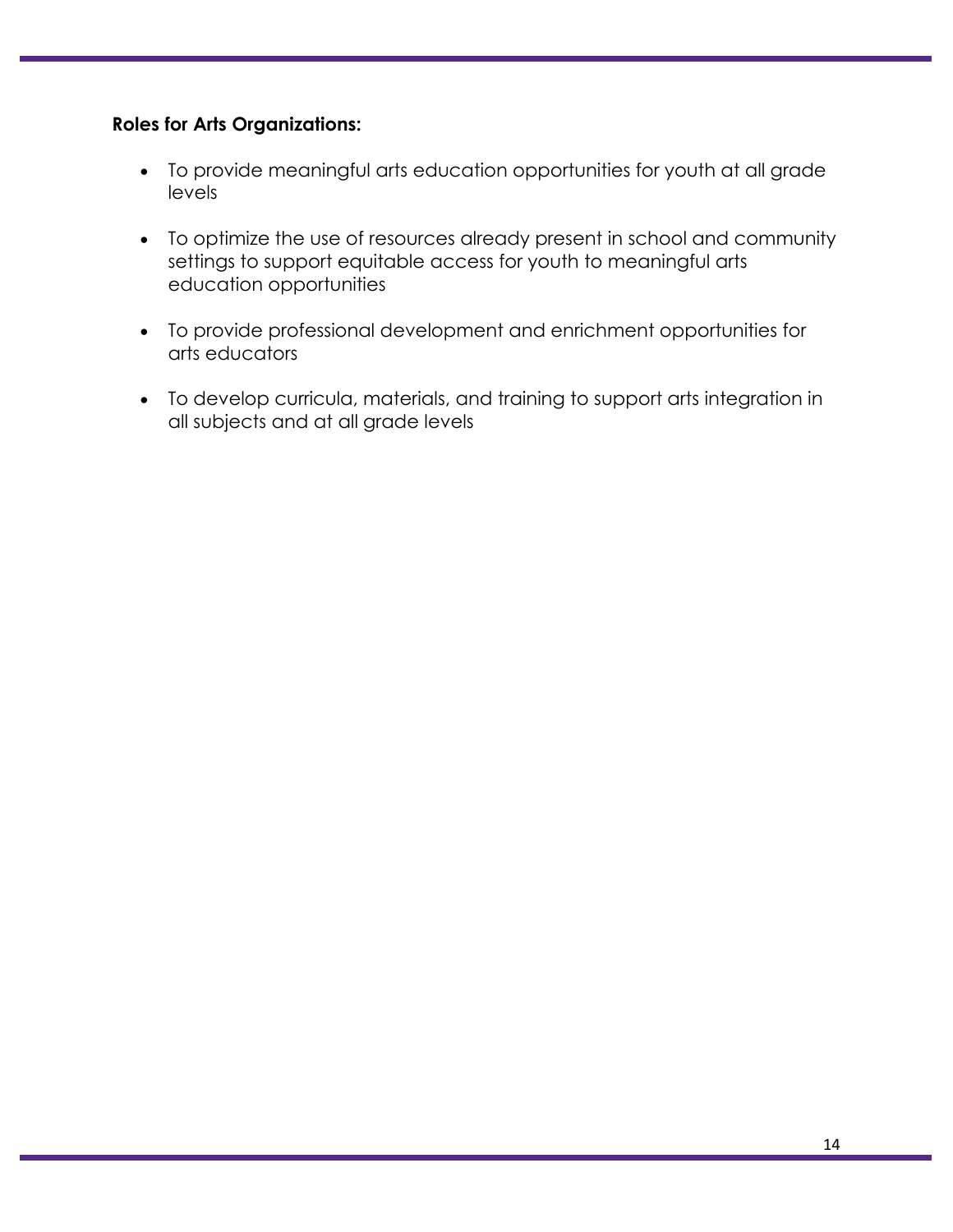**Roles for Arts Organizations:**

- To provide meaningful arts education opportunities for youth at all grade levels
- To optimize the use of resources already present in school and community settings to support equitable access for youth to meaningful arts education opportunities
- To provide professional development and enrichment opportunities for arts educators
- To develop curricula, materials, and training to support arts integration in all subjects and at all grade levels